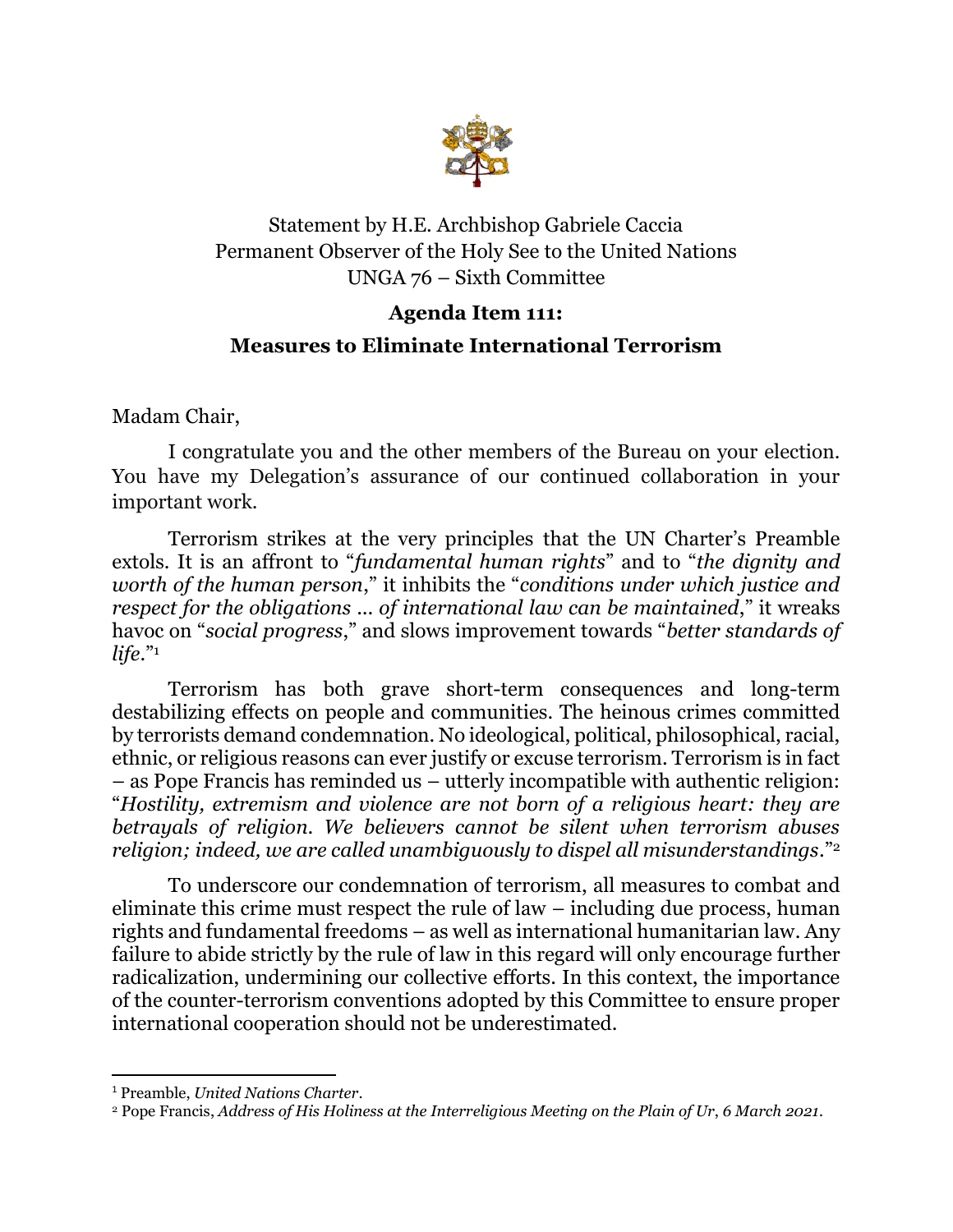Statement by H.E. Archbishop Gabriele Caccia
Permanent Observer of the Holy See to the United Nations
UNGA 76 – Sixth Committee

## Agenda Item 111:
## Measures to Eliminate International Terrorism

Madam Chair,

I congratulate you and the other members of the Bureau on your election. You have my Delegation's assurance of our continued collaboration in your important work.

Terrorism strikes at the very principles that the UN Charter's Preamble extols. It is an affront to "*fundamental human rights*" and to "*the dignity and worth of the human person*," it inhibits the "*conditions under which justice and respect for the obligations … of international law can be maintained*," it wreaks havoc on "*social progress*," and slows improvement towards "*better standards of life*."[1]

Terrorism has both grave short-term consequences and long-term destabilizing effects on people and communities. The heinous crimes committed by terrorists demand condemnation. No ideological, political, philosophical, racial, ethnic, or religious reasons can ever justify or excuse terrorism. Terrorism is in fact – as Pope Francis has reminded us – utterly incompatible with authentic religion: "*Hostility, extremism and violence are not born of a religious heart: they are betrayals of religion. We believers cannot be silent when terrorism abuses religion; indeed, we are called unambiguously to dispel all misunderstandings*."[2]

To underscore our condemnation of terrorism, all measures to combat and eliminate this crime must respect the rule of law – including due process, human rights and fundamental freedoms – as well as international humanitarian law. Any failure to abide strictly by the rule of law in this regard will only encourage further radicalization, undermining our collective efforts. In this context, the importance of the counter-terrorism conventions adopted by this Committee to ensure proper international cooperation should not be underestimated.

---

[1] Preamble, *United Nations Charter*.

[2] Pope Francis, *Address of His Holiness at the Interreligious Meeting on the Plain of Ur, 6 March 2021*.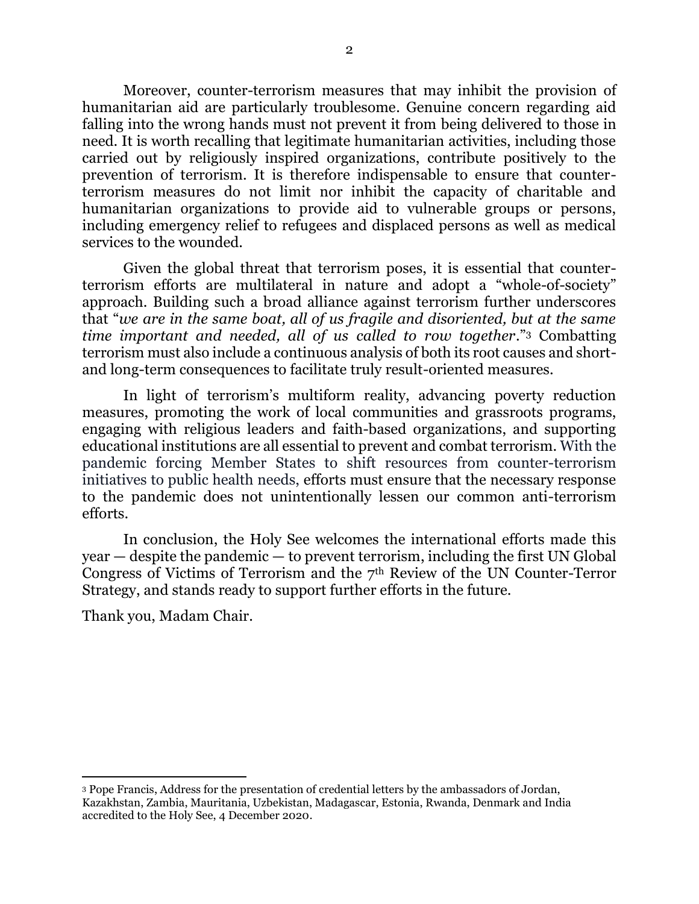Moreover, counter-terrorism measures that may inhibit the provision of humanitarian aid are particularly troublesome. Genuine concern regarding aid falling into the wrong hands must not prevent it from being delivered to those in need. It is worth recalling that legitimate humanitarian activities, including those carried out by religiously inspired organizations, contribute positively to the prevention of terrorism. It is therefore indispensable to ensure that counter-terrorism measures do not limit nor inhibit the capacity of charitable and humanitarian organizations to provide aid to vulnerable groups or persons, including emergency relief to refugees and displaced persons as well as medical services to the wounded.

Given the global threat that terrorism poses, it is essential that counter-terrorism efforts are multilateral in nature and adopt a "whole-of-society" approach. Building such a broad alliance against terrorism further underscores that "*we are in the same boat, all of us fragile and disoriented, but at the same time important and needed, all of us called to row together*."[3] Combatting terrorism must also include a continuous analysis of both its root causes and short- and long-term consequences to facilitate truly result-oriented measures.

In light of terrorism's multiform reality, advancing poverty reduction measures, promoting the work of local communities and grassroots programs, engaging with religious leaders and faith-based organizations, and supporting educational institutions are all essential to prevent and combat terrorism. With the pandemic forcing Member States to shift resources from counter-terrorism initiatives to public health needs, efforts must ensure that the necessary response to the pandemic does not unintentionally lessen our common anti-terrorism efforts.

In conclusion, the Holy See welcomes the international efforts made this year — despite the pandemic — to prevent terrorism, including the first UN Global Congress of Victims of Terrorism and the 7th Review of the UN Counter-Terror Strategy, and stands ready to support further efforts in the future.

Thank you, Madam Chair.

[3] Pope Francis, Address for the presentation of credential letters by the ambassadors of Jordan, Kazakhstan, Zambia, Mauritania, Uzbekistan, Madagascar, Estonia, Rwanda, Denmark and India accredited to the Holy See, 4 December 2020.